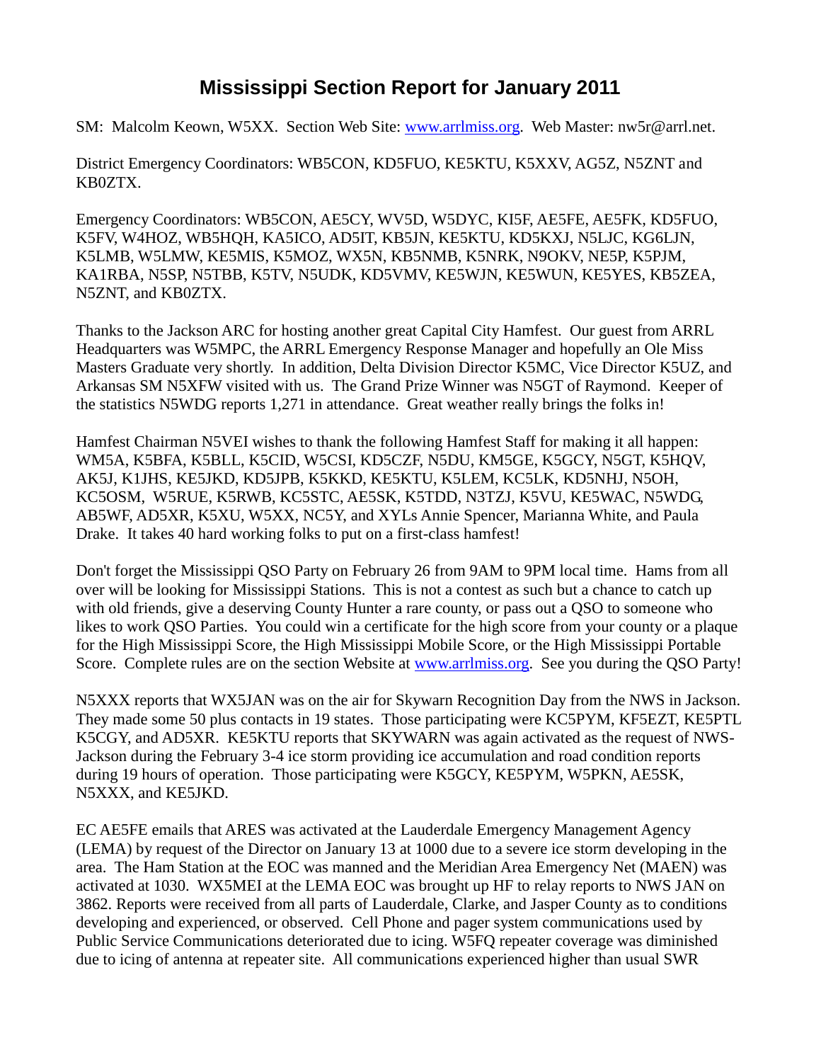# Mississippi Section Report for January 2011

SM: Malcolm Keown, W5XX. Section Web Site: www.arrlmiss.org. Web Master: nw5r@arrl.net.

District Emergency Coordinators: WB5CON, KD5FUO, KE5KTU, K5XXV, AG5Z, N5ZNT and KB0ZTX.

Emergency Coordinators: WB5CON, AE5CY, WV5D, W5DYC, KI5F, AE5FE, AE5FK, KD5FUO, K5FV, W4HOZ, WB5HQH, KA5ICO, AD5IT, KB5JN, KE5KTU, KD5KXJ, N5LJC, KG6LJN, K5LMB, W5LMW, KE5MIS, K5MOZ, WX5N, KB5NMB, K5NRK, N9OKV, NE5P, K5PJM, KA1RBA, N5SP, N5TBB, K5TV, N5UDK, KD5VMV, KE5WJN, KE5WUN, KE5YES, KB5ZEA, N5ZNT, and KB0ZTX.

Thanks to the Jackson ARC for hosting another great Capital City Hamfest. Our guest from ARRL Headquarters was W5MPC, the ARRL Emergency Response Manager and hopefully an Ole Miss Masters Graduate very shortly. In addition, Delta Division Director K5MC, Vice Director K5UZ, and Arkansas SM N5XFW visited with us. The Grand Prize Winner was N5GT of Raymond. Keeper of the statistics N5WDG reports 1,271 in attendance. Great weather really brings the folks in!

Hamfest Chairman N5VEI wishes to thank the following Hamfest Staff for making it all happen: WM5A, K5BFA, K5BLL, K5CID, W5CSI, KD5CZF, N5DU, KM5GE, K5GCY, N5GT, K5HQV, AK5J, K1JHS, KE5JKD, KD5JPB, K5KKD, KE5KTU, K5LEM, KC5LK, KD5NHJ, N5OH, KC5OSM, W5RUE, K5RWB, KC5STC, AE5SK, K5TDD, N3TZJ, K5VU, KE5WAC, N5WDG, AB5WF, AD5XR, K5XU, W5XX, NC5Y, and XYLs Annie Spencer, Marianna White, and Paula Drake. It takes 40 hard working folks to put on a first-class hamfest!

Don't forget the Mississippi QSO Party on February 26 from 9AM to 9PM local time. Hams from all over will be looking for Mississippi Stations. This is not a contest as such but a chance to catch up with old friends, give a deserving County Hunter a rare county, or pass out a QSO to someone who likes to work QSO Parties. You could win a certificate for the high score from your county or a plaque for the High Mississippi Score, the High Mississippi Mobile Score, or the High Mississippi Portable Score. Complete rules are on the section Website at www.arrlmiss.org. See you during the QSO Party!

N5XXX reports that WX5JAN was on the air for Skywarn Recognition Day from the NWS in Jackson. They made some 50 plus contacts in 19 states. Those participating were KC5PYM, KF5EZT, KE5PTL K5CGY, and AD5XR. KE5KTU reports that SKYWARN was again activated as the request of NWS-Jackson during the February 3-4 ice storm providing ice accumulation and road condition reports during 19 hours of operation. Those participating were K5GCY, KE5PYM, W5PKN, AE5SK, N5XXX, and KE5JKD.

EC AE5FE emails that ARES was activated at the Lauderdale Emergency Management Agency (LEMA) by request of the Director on January 13 at 1000 due to a severe ice storm developing in the area. The Ham Station at the EOC was manned and the Meridian Area Emergency Net (MAEN) was activated at 1030. WX5MEI at the LEMA EOC was brought up HF to relay reports to NWS JAN on 3862. Reports were received from all parts of Lauderdale, Clarke, and Jasper County as to conditions developing and experienced, or observed. Cell Phone and pager system communications used by Public Service Communications deteriorated due to icing. W5FQ repeater coverage was diminished due to icing of antenna at repeater site. All communications experienced higher than usual SWR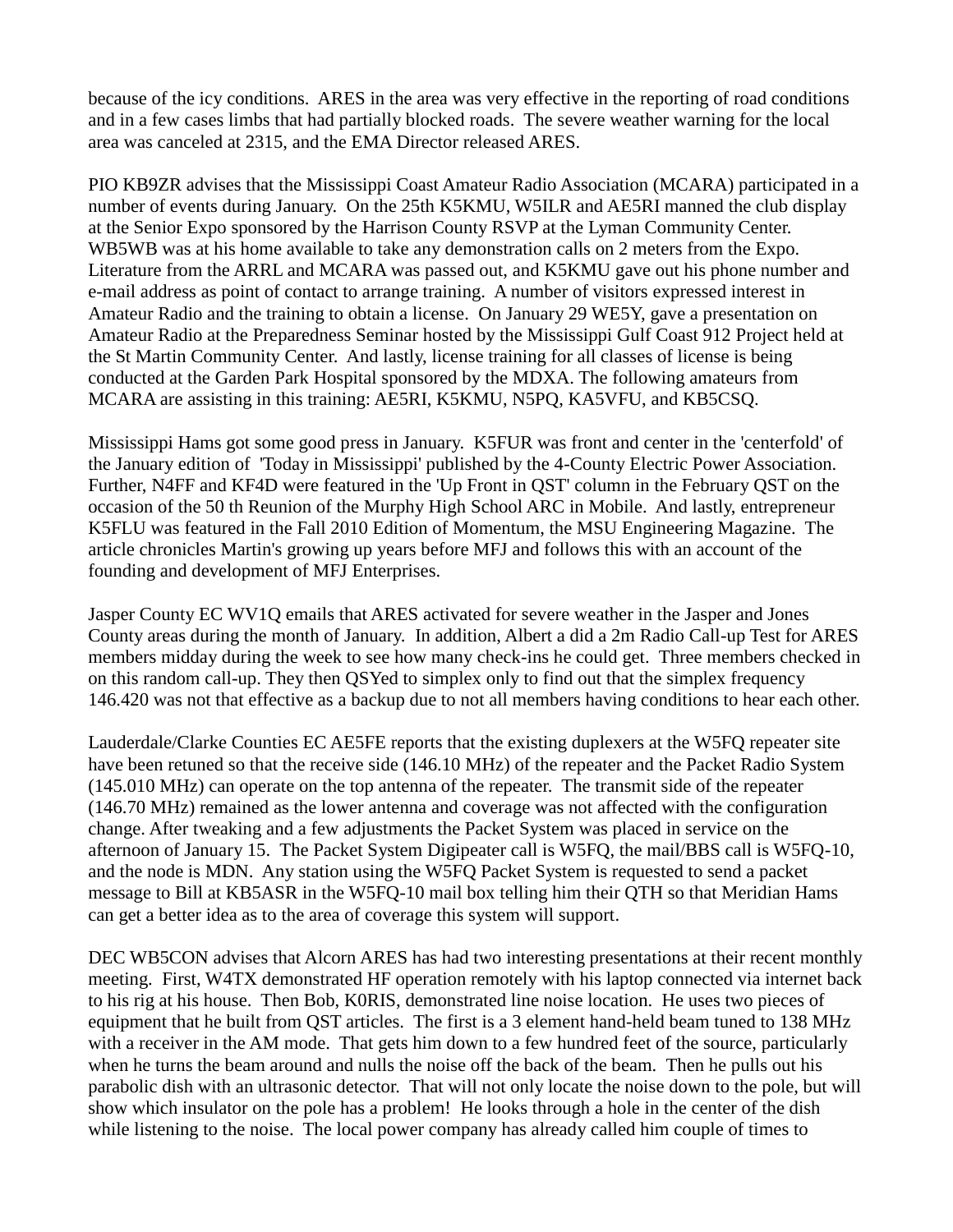because of the icy conditions. ARES in the area was very effective in the reporting of road conditions and in a few cases limbs that had partially blocked roads. The severe weather warning for the local area was canceled at 2315, and the EMA Director released ARES.

PIO KB9ZR advises that the Mississippi Coast Amateur Radio Association (MCARA) participated in a number of events during January. On the 25th K5KMU, W5ILR and AE5RI manned the club display at the Senior Expo sponsored by the Harrison County RSVP at the Lyman Community Center. WB5WB was at his home available to take any demonstration calls on 2 meters from the Expo. Literature from the ARRL and MCARA was passed out, and K5KMU gave out his phone number and e-mail address as point of contact to arrange training. A number of visitors expressed interest in Amateur Radio and the training to obtain a license. On January 29 WE5Y, gave a presentation on Amateur Radio at the Preparedness Seminar hosted by the Mississippi Gulf Coast 912 Project held at the St Martin Community Center. And lastly, license training for all classes of license is being conducted at the Garden Park Hospital sponsored by the MDXA. The following amateurs from MCARA are assisting in this training: AE5RI, K5KMU, N5PQ, KA5VFU, and KB5CSQ.

Mississippi Hams got some good press in January. K5FUR was front and center in the 'centerfold' of the January edition of 'Today in Mississippi' published by the 4-County Electric Power Association. Further, N4FF and KF4D were featured in the 'Up Front in QST' column in the February QST on the occasion of the 50 th Reunion of the Murphy High School ARC in Mobile. And lastly, entrepreneur K5FLU was featured in the Fall 2010 Edition of Momentum, the MSU Engineering Magazine. The article chronicles Martin's growing up years before MFJ and follows this with an account of the founding and development of MFJ Enterprises.

Jasper County EC WV1Q emails that ARES activated for severe weather in the Jasper and Jones County areas during the month of January. In addition, Albert a did a 2m Radio Call-up Test for ARES members midday during the week to see how many check-ins he could get. Three members checked in on this random call-up. They then QSYed to simplex only to find out that the simplex frequency 146.420 was not that effective as a backup due to not all members having conditions to hear each other.

Lauderdale/Clarke Counties EC AE5FE reports that the existing duplexers at the W5FQ repeater site have been retuned so that the receive side (146.10 MHz) of the repeater and the Packet Radio System (145.010 MHz) can operate on the top antenna of the repeater. The transmit side of the repeater (146.70 MHz) remained as the lower antenna and coverage was not affected with the configuration change. After tweaking and a few adjustments the Packet System was placed in service on the afternoon of January 15. The Packet System Digipeater call is W5FQ, the mail/BBS call is W5FQ-10, and the node is MDN. Any station using the W5FQ Packet System is requested to send a packet message to Bill at KB5ASR in the W5FQ-10 mail box telling him their QTH so that Meridian Hams can get a better idea as to the area of coverage this system will support.

DEC WB5CON advises that Alcorn ARES has had two interesting presentations at their recent monthly meeting. First, W4TX demonstrated HF operation remotely with his laptop connected via internet back to his rig at his house. Then Bob, K0RIS, demonstrated line noise location. He uses two pieces of equipment that he built from QST articles. The first is a 3 element hand-held beam tuned to 138 MHz with a receiver in the AM mode. That gets him down to a few hundred feet of the source, particularly when he turns the beam around and nulls the noise off the back of the beam. Then he pulls out his parabolic dish with an ultrasonic detector. That will not only locate the noise down to the pole, but will show which insulator on the pole has a problem! He looks through a hole in the center of the dish while listening to the noise. The local power company has already called him couple of times to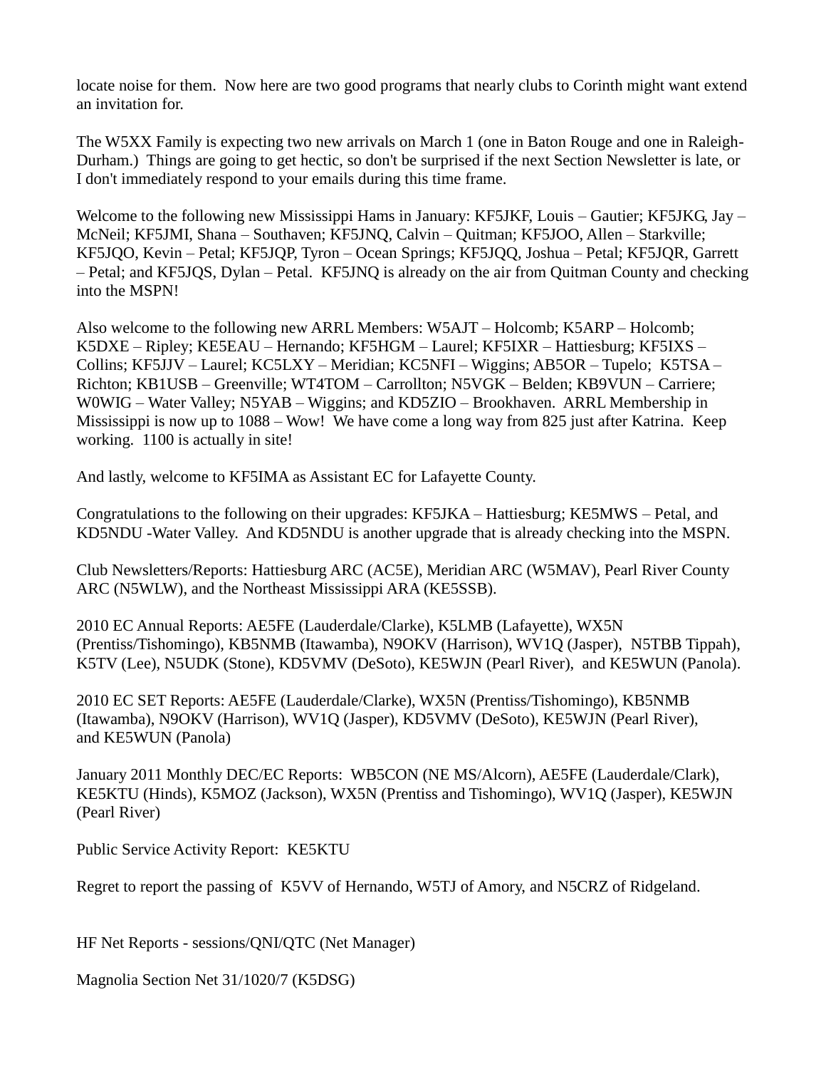locate noise for them.  Now here are two good programs that nearly clubs to Corinth might want extend an invitation for.

The W5XX Family is expecting two new arrivals on March 1 (one in Baton Rouge and one in Raleigh-Durham.)  Things are going to get hectic, so don't be surprised if the next Section Newsletter is late, or I don't immediately respond to your emails during this time frame.

Welcome to the following new Mississippi Hams in January: KF5JKF, Louis – Gautier; KF5JKG, Jay – McNeil; KF5JMI, Shana – Southaven; KF5JNQ, Calvin – Quitman; KF5JOO, Allen – Starkville; KF5JQO, Kevin – Petal; KF5JQP, Tyron – Ocean Springs; KF5JQQ, Joshua – Petal; KF5JQR, Garrett – Petal; and KF5JQS, Dylan – Petal.  KF5JNQ is already on the air from Quitman County and checking into the MSPN!

Also welcome to the following new ARRL Members: W5AJT – Holcomb; K5ARP – Holcomb; K5DXE – Ripley; KE5EAU – Hernando; KF5HGM – Laurel; KF5IXR – Hattiesburg; KF5IXS – Collins; KF5JJV – Laurel; KC5LXY – Meridian; KC5NFI – Wiggins; AB5OR – Tupelo;  K5TSA – Richton; KB1USB – Greenville; WT4TOM – Carrollton; N5VGK – Belden; KB9VUN – Carriere; W0WIG – Water Valley; N5YAB – Wiggins; and KD5ZIO – Brookhaven.  ARRL Membership in Mississippi is now up to 1088 – Wow!  We have come a long way from 825 just after Katrina.  Keep working.  1100 is actually in site!

And lastly, welcome to KF5IMA as Assistant EC for Lafayette County.

Congratulations to the following on their upgrades: KF5JKA – Hattiesburg; KE5MWS – Petal, and KD5NDU -Water Valley.  And KD5NDU is another upgrade that is already checking into the MSPN.

Club Newsletters/Reports: Hattiesburg ARC (AC5E), Meridian ARC (W5MAV), Pearl River County ARC (N5WLW), and the Northeast Mississippi ARA (KE5SSB).

2010 EC Annual Reports: AE5FE (Lauderdale/Clarke), K5LMB (Lafayette), WX5N (Prentiss/Tishomingo), KB5NMB (Itawamba), N9OKV (Harrison), WV1Q (Jasper),  N5TBB Tippah), K5TV (Lee), N5UDK (Stone), KD5VMV (DeSoto), KE5WJN (Pearl River),  and KE5WUN (Panola).

2010 EC SET Reports: AE5FE (Lauderdale/Clarke), WX5N (Prentiss/Tishomingo), KB5NMB (Itawamba), N9OKV (Harrison), WV1Q (Jasper), KD5VMV (DeSoto), KE5WJN (Pearl River), and KE5WUN (Panola)

January 2011 Monthly DEC/EC Reports:  WB5CON (NE MS/Alcorn), AE5FE (Lauderdale/Clark), KE5KTU (Hinds), K5MOZ (Jackson), WX5N (Prentiss and Tishomingo), WV1Q (Jasper), KE5WJN (Pearl River)

Public Service Activity Report:  KE5KTU

Regret to report the passing of  K5VV of Hernando, W5TJ of Amory, and N5CRZ of Ridgeland.

HF Net Reports - sessions/QNI/QTC (Net Manager)

Magnolia Section Net 31/1020/7 (K5DSG)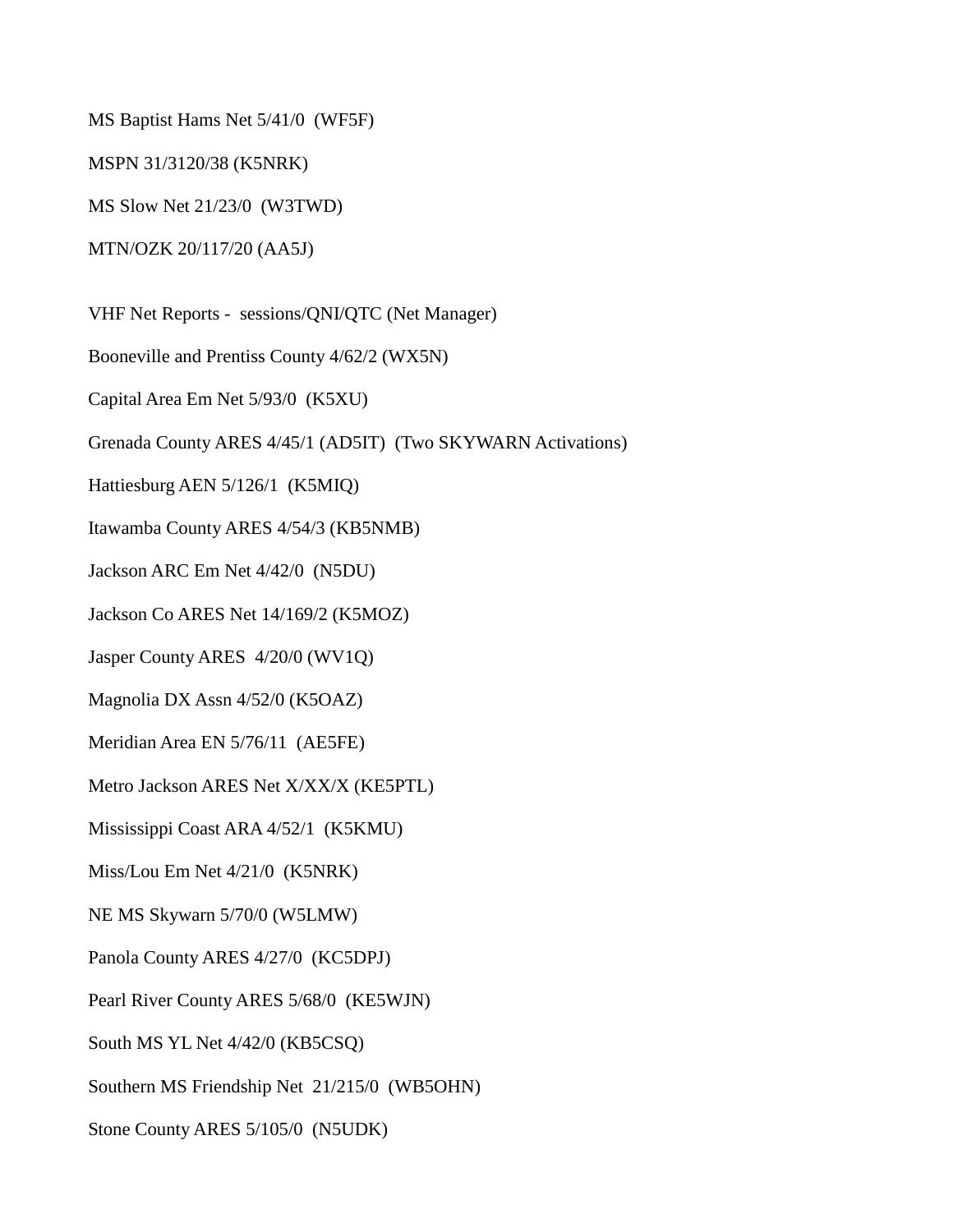MS Baptist Hams Net 5/41/0 (WF5F)

MSPN 31/3120/38 (K5NRK)

MS Slow Net 21/23/0 (W3TWD)

MTN/OZK 20/117/20 (AA5J)

VHF Net Reports - sessions/QNI/QTC (Net Manager)

Booneville and Prentiss County 4/62/2 (WX5N)

Capital Area Em Net 5/93/0 (K5XU)

Grenada County ARES 4/45/1 (AD5IT) (Two SKYWARN Activations)

Hattiesburg AEN 5/126/1 (K5MIQ)

Itawamba County ARES 4/54/3 (KB5NMB)

Jackson ARC Em Net 4/42/0 (N5DU)

Jackson Co ARES Net 14/169/2 (K5MOZ)

Jasper County ARES 4/20/0 (WV1Q)

Magnolia DX Assn 4/52/0 (K5OAZ)

Meridian Area EN 5/76/11 (AE5FE)

Metro Jackson ARES Net X/XX/X (KE5PTL)

Mississippi Coast ARA 4/52/1 (K5KMU)

Miss/Lou Em Net 4/21/0 (K5NRK)

NE MS Skywarn 5/70/0 (W5LMW)

Panola County ARES 4/27/0 (KC5DPJ)

Pearl River County ARES 5/68/0 (KE5WJN)

South MS YL Net 4/42/0 (KB5CSQ)

Southern MS Friendship Net 21/215/0 (WB5OHN)

Stone County ARES 5/105/0 (N5UDK)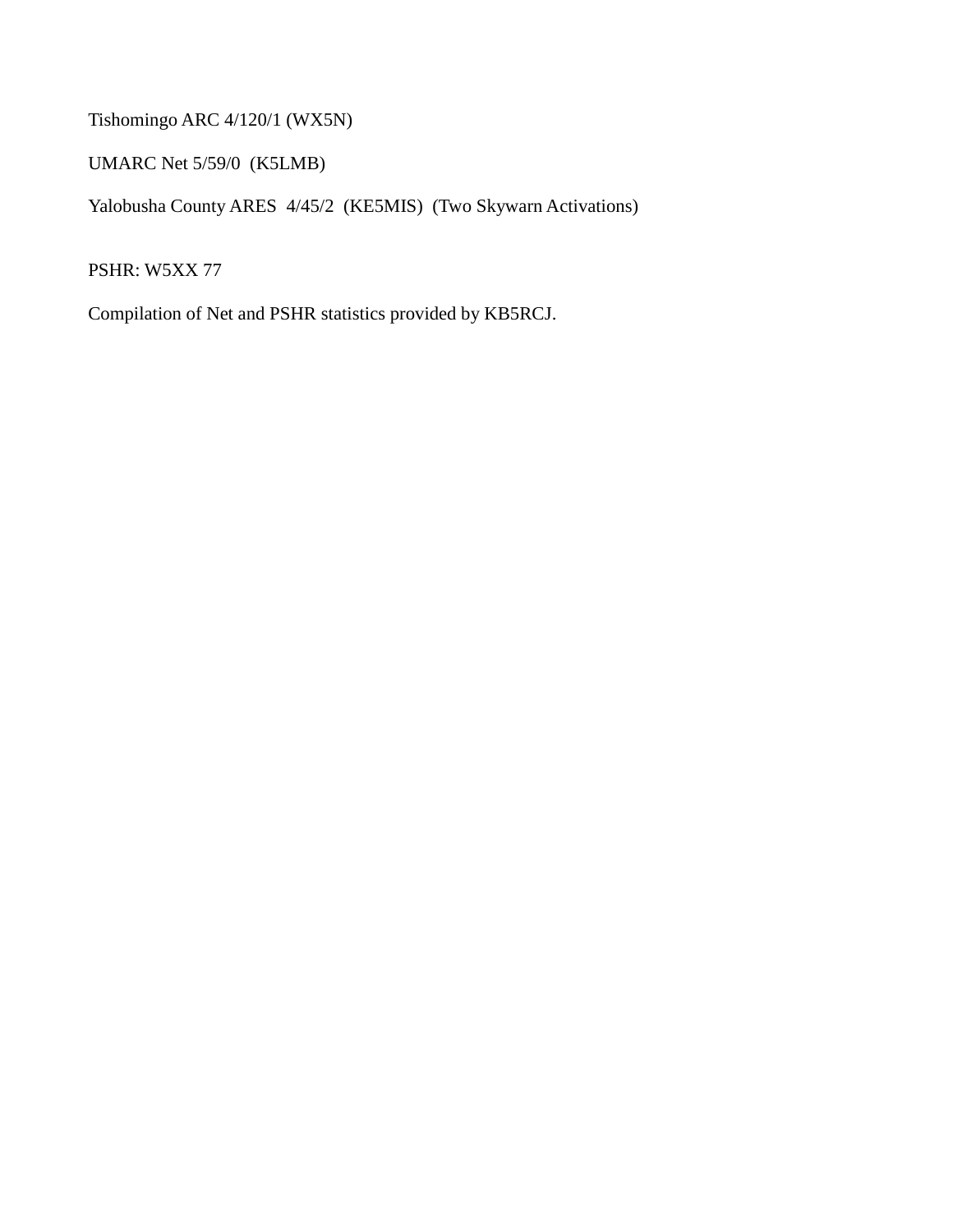Tishomingo ARC 4/120/1 (WX5N)

UMARC Net 5/59/0 (K5LMB)

Yalobusha County ARES 4/45/2 (KE5MIS) (Two Skywarn Activations)

PSHR: W5XX 77

Compilation of Net and PSHR statistics provided by KB5RCJ.